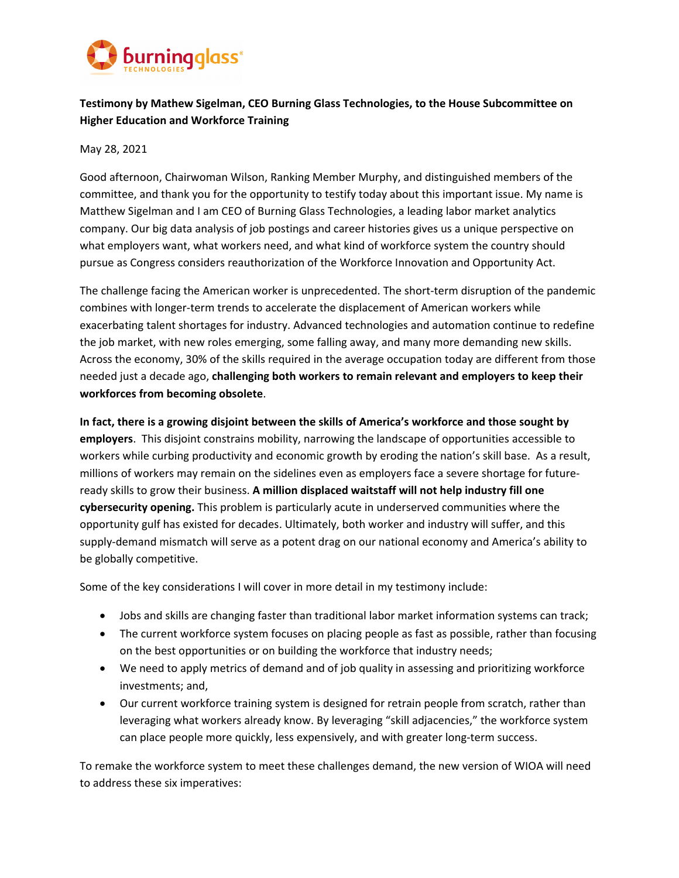**Testimony by Mathew Sigelman, CEO Burning Glass Technologies, to the House Subcommittee on Higher Education and Workforce Training**

May 28, 2021

Good afternoon, Chairwoman Wilson, Ranking Member Murphy, and distinguished members of the committee, and thank you for the opportunity to testify today about this important issue. My name is Matthew Sigelman and I am CEO of Burning Glass Technologies, a leading labor market analytics company. Our big data analysis of job postings and career histories gives us a unique perspective on what employers want, what workers need, and what kind of workforce system the country should pursue as Congress considers reauthorization of the Workforce Innovation and Opportunity Act.

The challenge facing the American worker is unprecedented. The short-term disruption of the pandemic combines with longer-term trends to accelerate the displacement of American workers while exacerbating talent shortages for industry. Advanced technologies and automation continue to redefine the job market, with new roles emerging, some falling away, and many more demanding new skills. Across the economy, 30% of the skills required in the average occupation today are different from those needed just a decade ago, **challenging both workers to remain relevant and employers to keep their workforces from becoming obsolete**.

**In fact, there is a growing disjoint between the skills of America's workforce and those sought by employers**. This disjoint constrains mobility, narrowing the landscape of opportunities accessible to workers while curbing productivity and economic growth by eroding the nation's skill base. As a result, millions of workers may remain on the sidelines even as employers face a severe shortage for future-ready skills to grow their business. **A million displaced waitstaff will not help industry fill one cybersecurity opening.** This problem is particularly acute in underserved communities where the opportunity gulf has existed for decades. Ultimately, both worker and industry will suffer, and this supply-demand mismatch will serve as a potent drag on our national economy and America's ability to be globally competitive.

Some of the key considerations I will cover in more detail in my testimony include:

- Jobs and skills are changing faster than traditional labor market information systems can track;
- The current workforce system focuses on placing people as fast as possible, rather than focusing on the best opportunities or on building the workforce that industry needs;
- We need to apply metrics of demand and of job quality in assessing and prioritizing workforce investments; and,
- Our current workforce training system is designed for retrain people from scratch, rather than leveraging what workers already know. By leveraging "skill adjacencies," the workforce system can place people more quickly, less expensively, and with greater long-term success.

To remake the workforce system to meet these challenges demand, the new version of WIOA will need to address these six imperatives: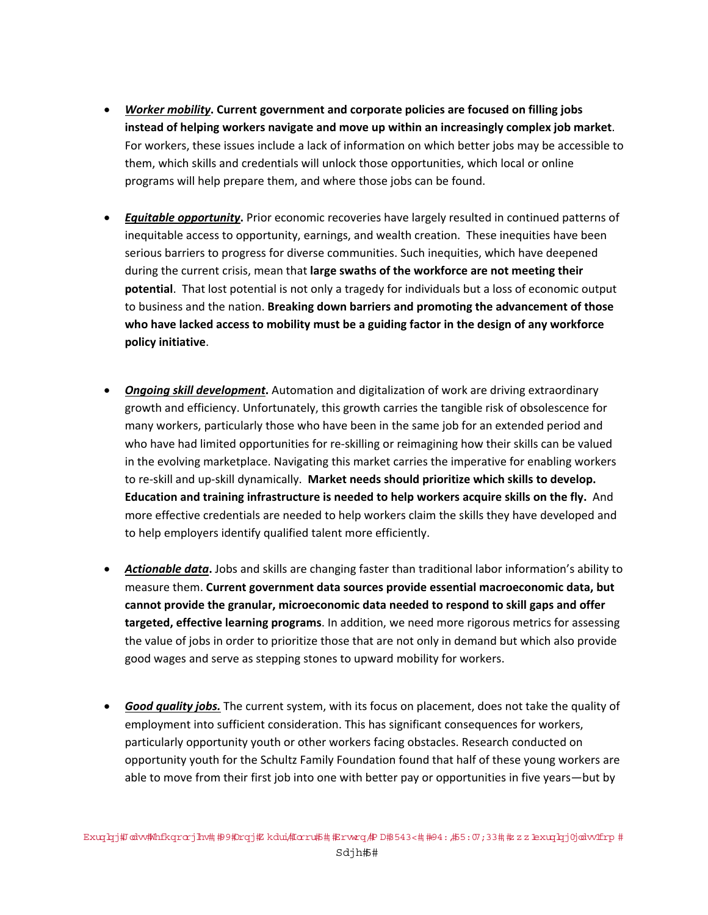- ***Worker mobility*. Current government and corporate policies are focused on filling jobs instead of helping workers navigate and move up within an increasingly complex job market**. For workers, these issues include a lack of information on which better jobs may be accessible to them, which skills and credentials will unlock those opportunities, which local or online programs will help prepare them, and where those jobs can be found.

- ***Equitable opportunity*.** Prior economic recoveries have largely resulted in continued patterns of inequitable access to opportunity, earnings, and wealth creation. These inequities have been serious barriers to progress for diverse communities. Such inequities, which have deepened during the current crisis, mean that **large swaths of the workforce are not meeting their potential**. That lost potential is not only a tragedy for individuals but a loss of economic output to business and the nation. **Breaking down barriers and promoting the advancement of those who have lacked access to mobility must be a guiding factor in the design of any workforce policy initiative**.

- ***Ongoing skill development*.** Automation and digitalization of work are driving extraordinary growth and efficiency. Unfortunately, this growth carries the tangible risk of obsolescence for many workers, particularly those who have been in the same job for an extended period and who have had limited opportunities for re-skilling or reimagining how their skills can be valued in the evolving marketplace. Navigating this market carries the imperative for enabling workers to re-skill and up-skill dynamically. **Market needs should prioritize which skills to develop. Education and training infrastructure is needed to help workers acquire skills on the fly.** And more effective credentials are needed to help workers claim the skills they have developed and to help employers identify qualified talent more efficiently.

- ***Actionable data*.** Jobs and skills are changing faster than traditional labor information's ability to measure them. **Current government data sources provide essential macroeconomic data, but cannot provide the granular, microeconomic data needed to respond to skill gaps and offer targeted, effective learning programs**. In addition, we need more rigorous metrics for assessing the value of jobs in order to prioritize those that are not only in demand but which also provide good wages and serve as stepping stones to upward mobility for workers.

- ***Good quality jobs.*** The current system, with its focus on placement, does not take the quality of employment into sufficient consideration. This has significant consequences for workers, particularly opportunity youth or other workers facing obstacles. Research conducted on opportunity youth for the Schultz Family Foundation found that half of these young workers are able to move from their first job into one with better pay or opportunities in five years—but by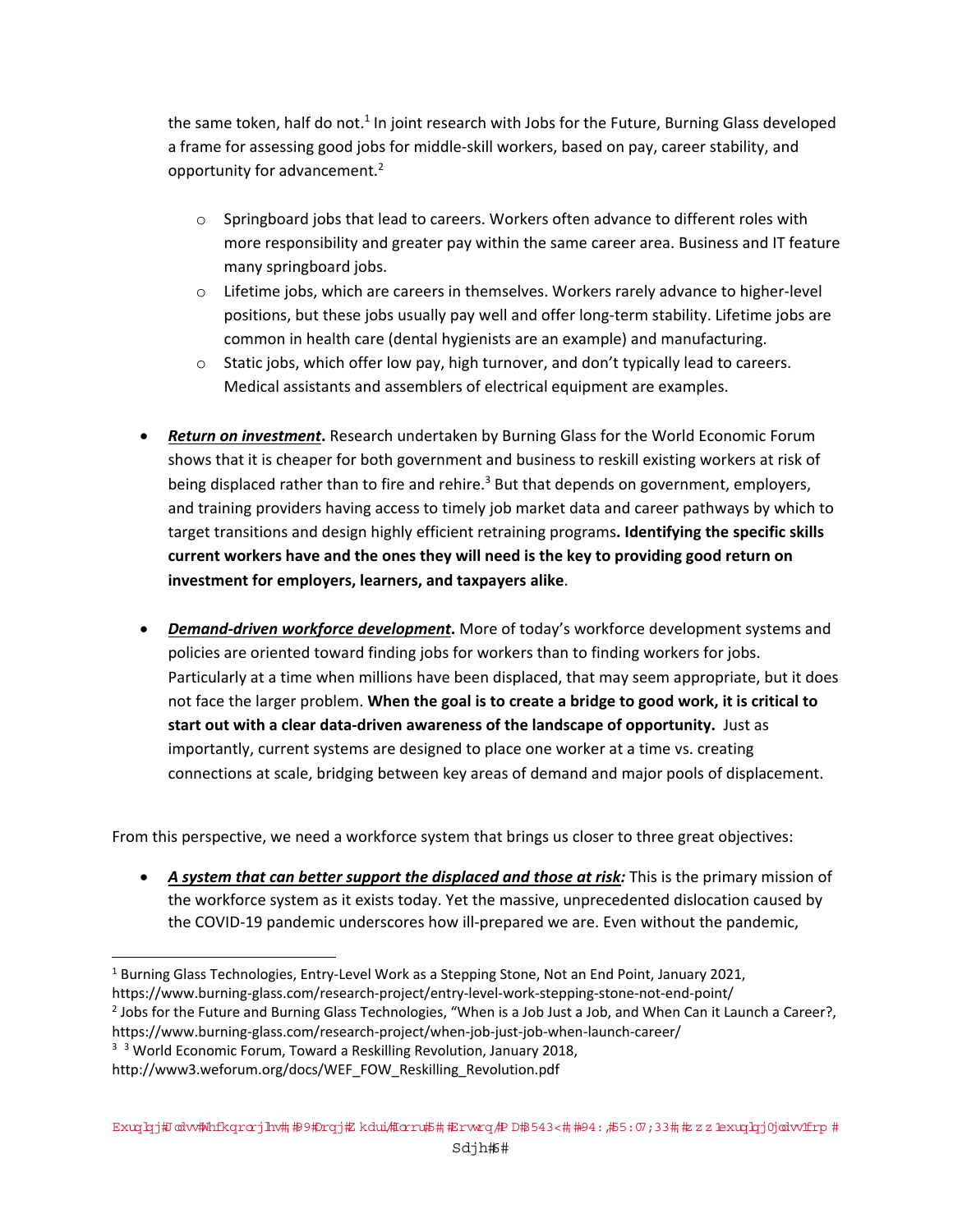the same token, half do not.[1] In joint research with Jobs for the Future, Burning Glass developed a frame for assessing good jobs for middle-skill workers, based on pay, career stability, and opportunity for advancement.[2]

  - Springboard jobs that lead to careers. Workers often advance to different roles with more responsibility and greater pay within the same career area. Business and IT feature many springboard jobs.
  - Lifetime jobs, which are careers in themselves. Workers rarely advance to higher-level positions, but these jobs usually pay well and offer long-term stability. Lifetime jobs are common in health care (dental hygienists are an example) and manufacturing.
  - Static jobs, which offer low pay, high turnover, and don't typically lead to careers. Medical assistants and assemblers of electrical equipment are examples.

- ***Return on investment*.** Research undertaken by Burning Glass for the World Economic Forum shows that it is cheaper for both government and business to reskill existing workers at risk of being displaced rather than to fire and rehire.[3] But that depends on government, employers, and training providers having access to timely job market data and career pathways by which to target transitions and design highly efficient retraining programs**. Identifying the specific skills current workers have and the ones they will need is the key to providing good return on investment for employers, learners, and taxpayers alike**.

- ***Demand-driven workforce development*.** More of today's workforce development systems and policies are oriented toward finding jobs for workers than to finding workers for jobs. Particularly at a time when millions have been displaced, that may seem appropriate, but it does not face the larger problem. **When the goal is to create a bridge to good work, it is critical to start out with a clear data-driven awareness of the landscape of opportunity.** Just as importantly, current systems are designed to place one worker at a time vs. creating connections at scale, bridging between key areas of demand and major pools of displacement.

From this perspective, we need a workforce system that brings us closer to three great objectives:

- ***A system that can better support the displaced and those at risk:*** This is the primary mission of the workforce system as it exists today. Yet the massive, unprecedented dislocation caused by the COVID-19 pandemic underscores how ill-prepared we are. Even without the pandemic,

---

[1] Burning Glass Technologies, Entry-Level Work as a Stepping Stone, Not an End Point, January 2021, https://www.burning-glass.com/research-project/entry-level-work-stepping-stone-not-end-point/

[2] Jobs for the Future and Burning Glass Technologies, "When is a Job Just a Job, and When Can it Launch a Career?, https://www.burning-glass.com/research-project/when-job-just-job-when-launch-career/

[3] [3] World Economic Forum, Toward a Reskilling Revolution, January 2018, http://www3.weforum.org/docs/WEF_FOW_Reskilling_Revolution.pdf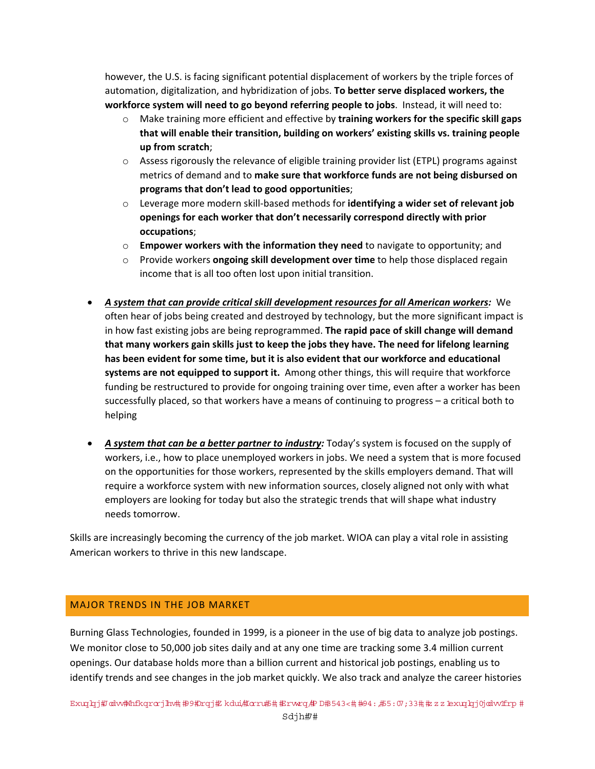however, the U.S. is facing significant potential displacement of workers by the triple forces of automation, digitalization, and hybridization of jobs. **To better serve displaced workers, the workforce system will need to go beyond referring people to jobs**. Instead, it will need to:

- Make training more efficient and effective by **training workers for the specific skill gaps that will enable their transition, building on workers' existing skills vs. training people up from scratch**;
- Assess rigorously the relevance of eligible training provider list (ETPL) programs against metrics of demand and to **make sure that workforce funds are not being disbursed on programs that don't lead to good opportunities**;
- Leverage more modern skill-based methods for **identifying a wider set of relevant job openings for each worker that don't necessarily correspond directly with prior occupations**;
- **Empower workers with the information they need** to navigate to opportunity; and
- Provide workers **ongoing skill development over time** to help those displaced regain income that is all too often lost upon initial transition.

- ***A system that can provide critical skill development resources for all American workers:*** We often hear of jobs being created and destroyed by technology, but the more significant impact is in how fast existing jobs are being reprogrammed. **The rapid pace of skill change will demand that many workers gain skills just to keep the jobs they have. The need for lifelong learning has been evident for some time, but it is also evident that our workforce and educational systems are not equipped to support it.** Among other things, this will require that workforce funding be restructured to provide for ongoing training over time, even after a worker has been successfully placed, so that workers have a means of continuing to progress – a critical both to helping

- ***A system that can be a better partner to industry:*** Today's system is focused on the supply of workers, i.e., how to place unemployed workers in jobs. We need a system that is more focused on the opportunities for those workers, represented by the skills employers demand. That will require a workforce system with new information sources, closely aligned not only with what employers are looking for today but also the strategic trends that will shape what industry needs tomorrow.

Skills are increasingly becoming the currency of the job market. WIOA can play a vital role in assisting American workers to thrive in this new landscape.

## MAJOR TRENDS IN THE JOB MARKET

Burning Glass Technologies, founded in 1999, is a pioneer in the use of big data to analyze job postings. We monitor close to 50,000 job sites daily and at any one time are tracking some 3.4 million current openings. Our database holds more than a billion current and historical job postings, enabling us to identify trends and see changes in the job market quickly. We also track and analyze the career histories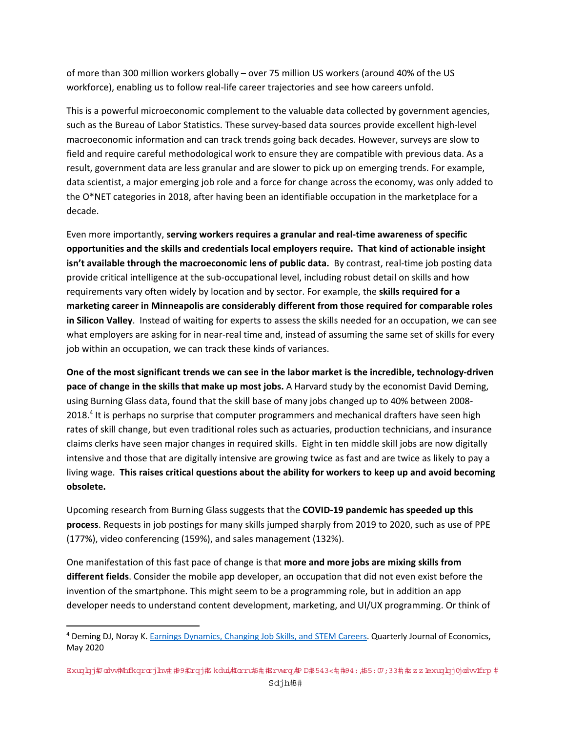of more than 300 million workers globally – over 75 million US workers (around 40% of the US workforce), enabling us to follow real-life career trajectories and see how careers unfold.

This is a powerful microeconomic complement to the valuable data collected by government agencies, such as the Bureau of Labor Statistics. These survey-based data sources provide excellent high-level macroeconomic information and can track trends going back decades. However, surveys are slow to field and require careful methodological work to ensure they are compatible with previous data. As a result, government data are less granular and are slower to pick up on emerging trends. For example, data scientist, a major emerging job role and a force for change across the economy, was only added to the O*NET categories in 2018, after having been an identifiable occupation in the marketplace for a decade.

Even more importantly, **serving workers requires a granular and real-time awareness of specific opportunities and the skills and credentials local employers require. That kind of actionable insight isn't available through the macroeconomic lens of public data.** By contrast, real-time job posting data provide critical intelligence at the sub-occupational level, including robust detail on skills and how requirements vary often widely by location and by sector. For example, the **skills required for a marketing career in Minneapolis are considerably different from those required for comparable roles in Silicon Valley**. Instead of waiting for experts to assess the skills needed for an occupation, we can see what employers are asking for in near-real time and, instead of assuming the same set of skills for every job within an occupation, we can track these kinds of variances.

**One of the most significant trends we can see in the labor market is the incredible, technology-driven pace of change in the skills that make up most jobs.** A Harvard study by the economist David Deming, using Burning Glass data, found that the skill base of many jobs changed up to 40% between 2008-2018.[4] It is perhaps no surprise that computer programmers and mechanical drafters have seen high rates of skill change, but even traditional roles such as actuaries, production technicians, and insurance claims clerks have seen major changes in required skills. Eight in ten middle skill jobs are now digitally intensive and those that are digitally intensive are growing twice as fast and are twice as likely to pay a living wage. **This raises critical questions about the ability for workers to keep up and avoid becoming obsolete.**

Upcoming research from Burning Glass suggests that the **COVID-19 pandemic has speeded up this process**. Requests in job postings for many skills jumped sharply from 2019 to 2020, such as use of PPE (177%), video conferencing (159%), and sales management (132%).

One manifestation of this fast pace of change is that **more and more jobs are mixing skills from different fields**. Consider the mobile app developer, an occupation that did not even exist before the invention of the smartphone. This might seem to be a programming role, but in addition an app developer needs to understand content development, marketing, and UI/UX programming. Or think of

---

[4] Deming DJ, Noray K. Earnings Dynamics, Changing Job Skills, and STEM Careers. Quarterly Journal of Economics, May 2020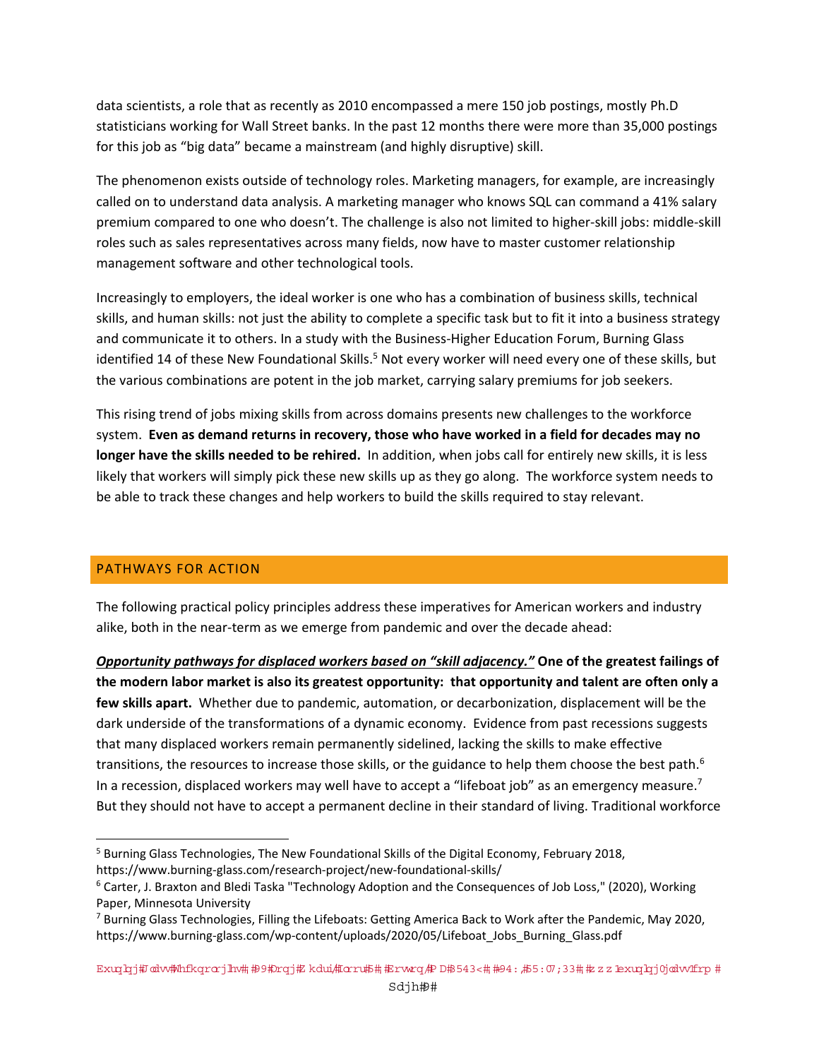data scientists, a role that as recently as 2010 encompassed a mere 150 job postings, mostly Ph.D statisticians working for Wall Street banks. In the past 12 months there were more than 35,000 postings for this job as "big data" became a mainstream (and highly disruptive) skill.

The phenomenon exists outside of technology roles. Marketing managers, for example, are increasingly called on to understand data analysis. A marketing manager who knows SQL can command a 41% salary premium compared to one who doesn't. The challenge is also not limited to higher-skill jobs: middle-skill roles such as sales representatives across many fields, now have to master customer relationship management software and other technological tools.

Increasingly to employers, the ideal worker is one who has a combination of business skills, technical skills, and human skills: not just the ability to complete a specific task but to fit it into a business strategy and communicate it to others. In a study with the Business-Higher Education Forum, Burning Glass identified 14 of these New Foundational Skills.[5] Not every worker will need every one of these skills, but the various combinations are potent in the job market, carrying salary premiums for job seekers.

This rising trend of jobs mixing skills from across domains presents new challenges to the workforce system. **Even as demand returns in recovery, those who have worked in a field for decades may no longer have the skills needed to be rehired.** In addition, when jobs call for entirely new skills, it is less likely that workers will simply pick these new skills up as they go along. The workforce system needs to be able to track these changes and help workers to build the skills required to stay relevant.

## PATHWAYS FOR ACTION

The following practical policy principles address these imperatives for American workers and industry alike, both in the near-term as we emerge from pandemic and over the decade ahead:

***Opportunity pathways for displaced workers based on "skill adjacency."*** **One of the greatest failings of the modern labor market is also its greatest opportunity: that opportunity and talent are often only a few skills apart.** Whether due to pandemic, automation, or decarbonization, displacement will be the dark underside of the transformations of a dynamic economy. Evidence from past recessions suggests that many displaced workers remain permanently sidelined, lacking the skills to make effective transitions, the resources to increase those skills, or the guidance to help them choose the best path.[6] In a recession, displaced workers may well have to accept a "lifeboat job" as an emergency measure.[7] But they should not have to accept a permanent decline in their standard of living. Traditional workforce

---

[5] Burning Glass Technologies, The New Foundational Skills of the Digital Economy, February 2018, https://www.burning-glass.com/research-project/new-foundational-skills/

[6] Carter, J. Braxton and Bledi Taska "Technology Adoption and the Consequences of Job Loss," (2020), Working Paper, Minnesota University

[7] Burning Glass Technologies, Filling the Lifeboats: Getting America Back to Work after the Pandemic, May 2020, https://www.burning-glass.com/wp-content/uploads/2020/05/Lifeboat_Jobs_Burning_Glass.pdf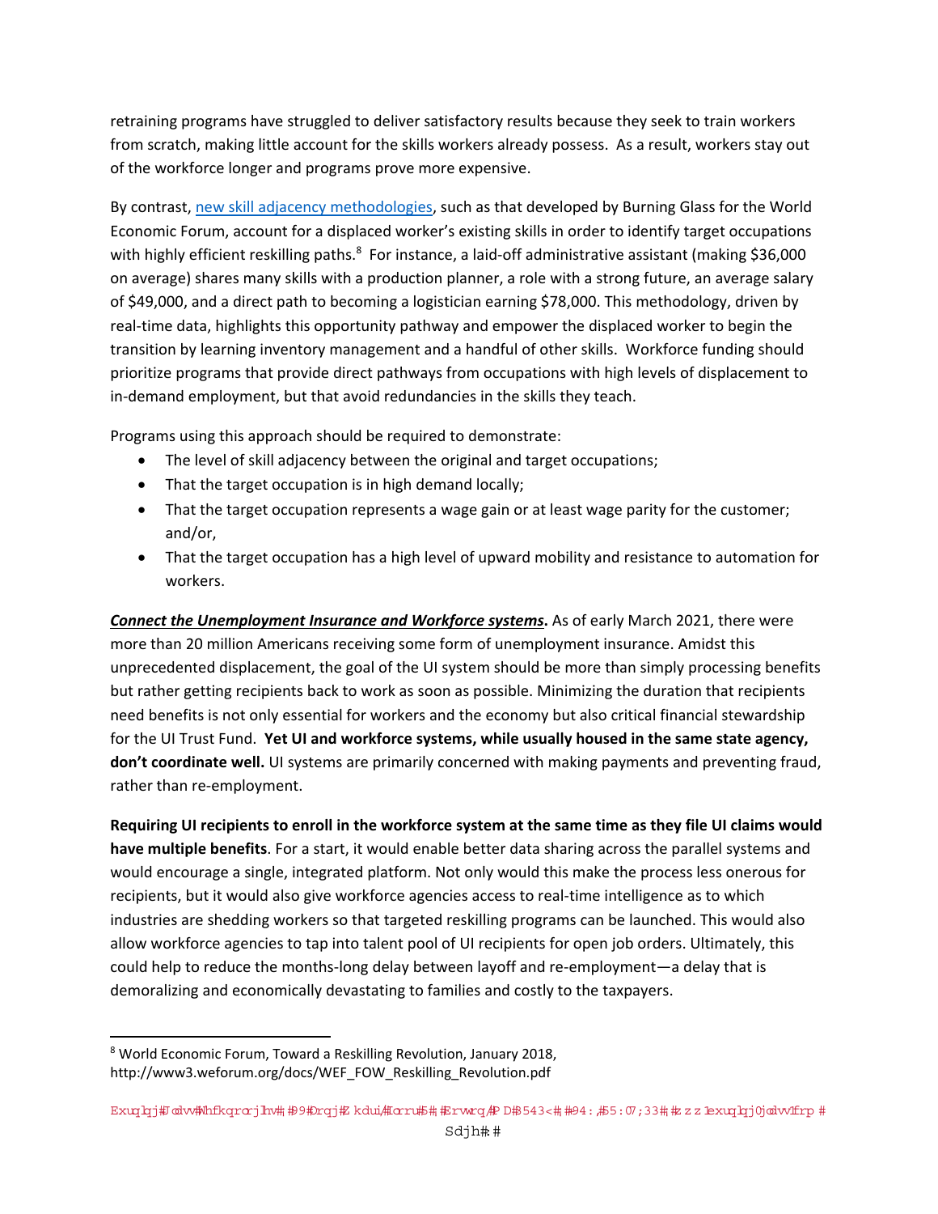retraining programs have struggled to deliver satisfactory results because they seek to train workers from scratch, making little account for the skills workers already possess. As a result, workers stay out of the workforce longer and programs prove more expensive.

By contrast, [new skill adjacency methodologies](), such as that developed by Burning Glass for the World Economic Forum, account for a displaced worker's existing skills in order to identify target occupations with highly efficient reskilling paths.[8] For instance, a laid-off administrative assistant (making $36,000 on average) shares many skills with a production planner, a role with a strong future, an average salary of $49,000, and a direct path to becoming a logistician earning $78,000. This methodology, driven by real-time data, highlights this opportunity pathway and empower the displaced worker to begin the transition by learning inventory management and a handful of other skills. Workforce funding should prioritize programs that provide direct pathways from occupations with high levels of displacement to in-demand employment, but that avoid redundancies in the skills they teach.

Programs using this approach should be required to demonstrate:

- The level of skill adjacency between the original and target occupations;
- That the target occupation is in high demand locally;
- That the target occupation represents a wage gain or at least wage parity for the customer; and/or,
- That the target occupation has a high level of upward mobility and resistance to automation for workers.

***Connect the Unemployment Insurance and Workforce systems*.** As of early March 2021, there were more than 20 million Americans receiving some form of unemployment insurance. Amidst this unprecedented displacement, the goal of the UI system should be more than simply processing benefits but rather getting recipients back to work as soon as possible. Minimizing the duration that recipients need benefits is not only essential for workers and the economy but also critical financial stewardship for the UI Trust Fund. **Yet UI and workforce systems, while usually housed in the same state agency, don't coordinate well.** UI systems are primarily concerned with making payments and preventing fraud, rather than re-employment.

**Requiring UI recipients to enroll in the workforce system at the same time as they file UI claims would have multiple benefits**. For a start, it would enable better data sharing across the parallel systems and would encourage a single, integrated platform. Not only would this make the process less onerous for recipients, but it would also give workforce agencies access to real-time intelligence as to which industries are shedding workers so that targeted reskilling programs can be launched. This would also allow workforce agencies to tap into talent pool of UI recipients for open job orders. Ultimately, this could help to reduce the months-long delay between layoff and re-employment—a delay that is demoralizing and economically devastating to families and costly to the taxpayers.

---

[8] World Economic Forum, Toward a Reskilling Revolution, January 2018, http://www3.weforum.org/docs/WEF_FOW_Reskilling_Revolution.pdf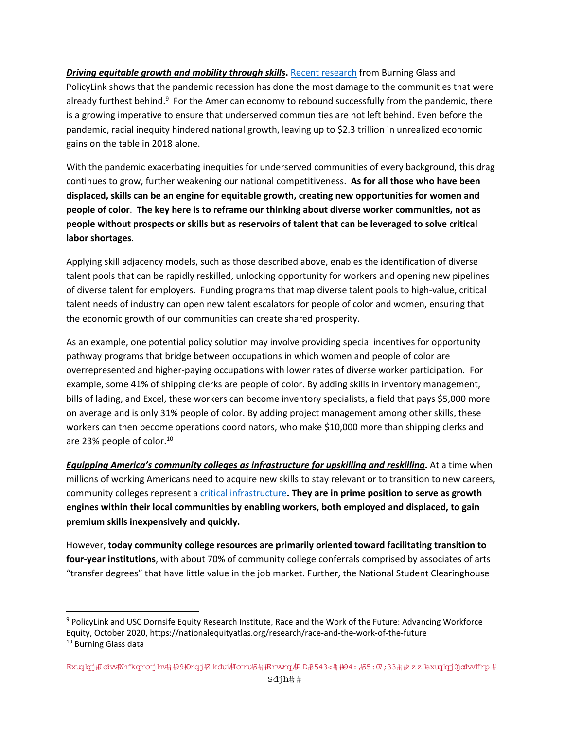***Driving equitable growth and mobility through skills*.** [Recent research] from Burning Glass and PolicyLink shows that the pandemic recession has done the most damage to the communities that were already furthest behind.[9] For the American economy to rebound successfully from the pandemic, there is a growing imperative to ensure that underserved communities are not left behind. Even before the pandemic, racial inequity hindered national growth, leaving up to $2.3 trillion in unrealized economic gains on the table in 2018 alone.

With the pandemic exacerbating inequities for underserved communities of every background, this drag continues to grow, further weakening our national competitiveness. **As for all those who have been displaced, skills can be an engine for equitable growth, creating new opportunities for women and people of color**. **The key here is to reframe our thinking about diverse worker communities, not as people without prospects or skills but as reservoirs of talent that can be leveraged to solve critical labor shortages**.

Applying skill adjacency models, such as those described above, enables the identification of diverse talent pools that can be rapidly reskilled, unlocking opportunity for workers and opening new pipelines of diverse talent for employers. Funding programs that map diverse talent pools to high-value, critical talent needs of industry can open new talent escalators for people of color and women, ensuring that the economic growth of our communities can create shared prosperity.

As an example, one potential policy solution may involve providing special incentives for opportunity pathway programs that bridge between occupations in which women and people of color are overrepresented and higher-paying occupations with lower rates of diverse worker participation. For example, some 41% of shipping clerks are people of color. By adding skills in inventory management, bills of lading, and Excel, these workers can become inventory specialists, a field that pays $5,000 more on average and is only 31% people of color. By adding project management among other skills, these workers can then become operations coordinators, who make $10,000 more than shipping clerks and are 23% people of color.[10]

***Equipping America's community colleges as infrastructure for upskilling and reskilling*.** At a time when millions of working Americans need to acquire new skills to stay relevant or to transition to new careers, community colleges represent a [critical infrastructure]**. They are in prime position to serve as growth engines within their local communities by enabling workers, both employed and displaced, to gain premium skills inexpensively and quickly.**

However, **today community college resources are primarily oriented toward facilitating transition to four-year institutions**, with about 70% of community college conferrals comprised by associates of arts "transfer degrees" that have little value in the job market. Further, the National Student Clearinghouse

---

[9] PolicyLink and USC Dornsife Equity Research Institute, Race and the Work of the Future: Advancing Workforce Equity, October 2020, https://nationalequityatlas.org/research/race-and-the-work-of-the-future

[10] Burning Glass data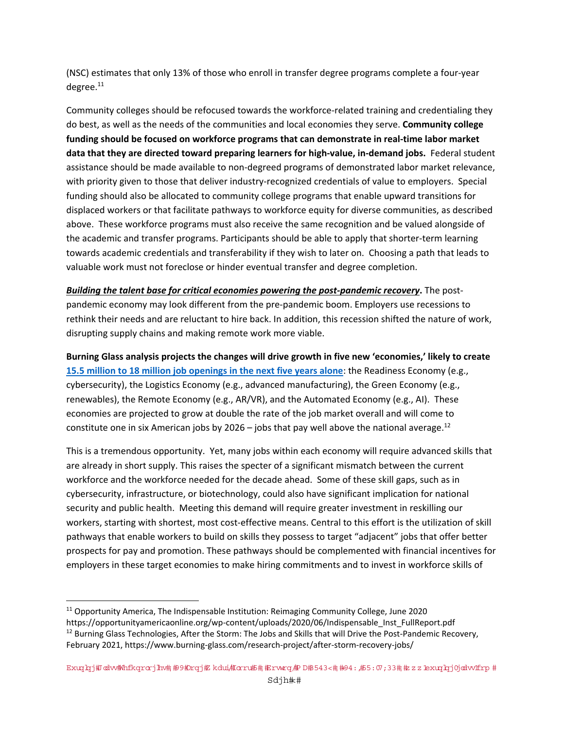(NSC) estimates that only 13% of those who enroll in transfer degree programs complete a four-year degree.[11]

Community colleges should be refocused towards the workforce-related training and credentialing they do best, as well as the needs of the communities and local economies they serve. **Community college funding should be focused on workforce programs that can demonstrate in real-time labor market data that they are directed toward preparing learners for high-value, in-demand jobs.** Federal student assistance should be made available to non-degreed programs of demonstrated labor market relevance, with priority given to those that deliver industry-recognized credentials of value to employers. Special funding should also be allocated to community college programs that enable upward transitions for displaced workers or that facilitate pathways to workforce equity for diverse communities, as described above. These workforce programs must also receive the same recognition and be valued alongside of the academic and transfer programs. Participants should be able to apply that shorter-term learning towards academic credentials and transferability if they wish to later on. Choosing a path that leads to valuable work must not foreclose or hinder eventual transfer and degree completion.

***Building the talent base for critical economies powering the post-pandemic recovery*.** The post-pandemic economy may look different from the pre-pandemic boom. Employers use recessions to rethink their needs and are reluctant to hire back. In addition, this recession shifted the nature of work, disrupting supply chains and making remote work more viable.

**Burning Glass analysis projects the changes will drive growth in five new 'economies,' likely to create [15.5 million to 18 million job openings in the next five years alone](https://www.burning-glass.com/research-project/after-storm-recovery-jobs/)**: the Readiness Economy (e.g., cybersecurity), the Logistics Economy (e.g., advanced manufacturing), the Green Economy (e.g., renewables), the Remote Economy (e.g., AR/VR), and the Automated Economy (e.g., AI). These economies are projected to grow at double the rate of the job market overall and will come to constitute one in six American jobs by 2026 – jobs that pay well above the national average.[12]

This is a tremendous opportunity. Yet, many jobs within each economy will require advanced skills that are already in short supply. This raises the specter of a significant mismatch between the current workforce and the workforce needed for the decade ahead. Some of these skill gaps, such as in cybersecurity, infrastructure, or biotechnology, could also have significant implication for national security and public health. Meeting this demand will require greater investment in reskilling our workers, starting with shortest, most cost-effective means. Central to this effort is the utilization of skill pathways that enable workers to build on skills they possess to target "adjacent" jobs that offer better prospects for pay and promotion. These pathways should be complemented with financial incentives for employers in these target economies to make hiring commitments and to invest in workforce skills of

---

[11] Opportunity America, The Indispensable Institution: Reimaging Community College, June 2020 https://opportunityamericaonline.org/wp-content/uploads/2020/06/Indispensable_Inst_FullReport.pdf

[12] Burning Glass Technologies, After the Storm: The Jobs and Skills that will Drive the Post-Pandemic Recovery, February 2021, https://www.burning-glass.com/research-project/after-storm-recovery-jobs/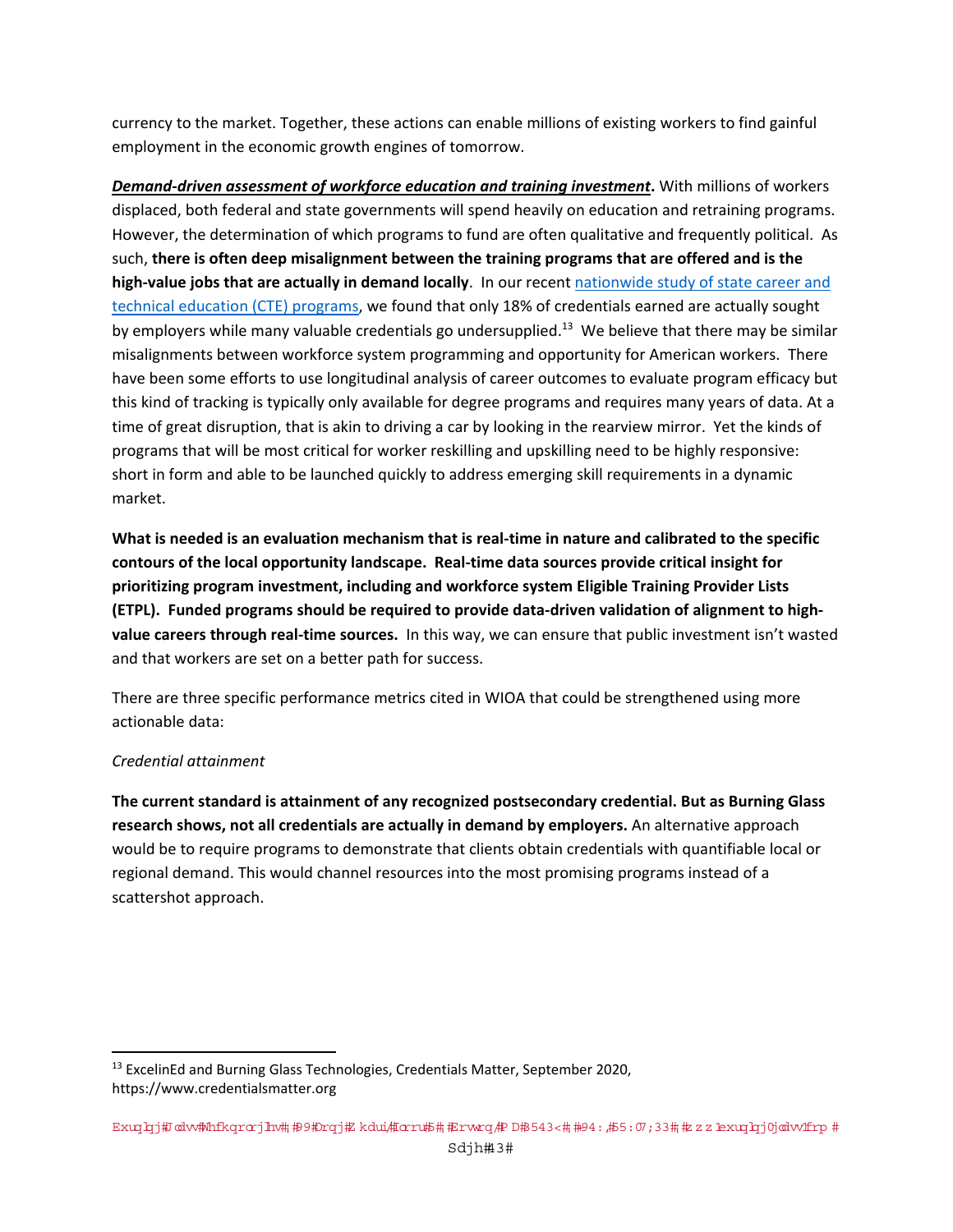currency to the market. Together, these actions can enable millions of existing workers to find gainful employment in the economic growth engines of tomorrow.

***Demand-driven assessment of workforce education and training investment*.** With millions of workers displaced, both federal and state governments will spend heavily on education and retraining programs. However, the determination of which programs to fund are often qualitative and frequently political. As such, **there is often deep misalignment between the training programs that are offered and is the high-value jobs that are actually in demand locally**. In our recent nationwide study of state career and technical education (CTE) programs, we found that only 18% of credentials earned are actually sought by employers while many valuable credentials go undersupplied.[13] We believe that there may be similar misalignments between workforce system programming and opportunity for American workers. There have been some efforts to use longitudinal analysis of career outcomes to evaluate program efficacy but this kind of tracking is typically only available for degree programs and requires many years of data. At a time of great disruption, that is akin to driving a car by looking in the rearview mirror. Yet the kinds of programs that will be most critical for worker reskilling and upskilling need to be highly responsive: short in form and able to be launched quickly to address emerging skill requirements in a dynamic market.

**What is needed is an evaluation mechanism that is real-time in nature and calibrated to the specific contours of the local opportunity landscape. Real-time data sources provide critical insight for prioritizing program investment, including and workforce system Eligible Training Provider Lists (ETPL). Funded programs should be required to provide data-driven validation of alignment to high-value careers through real-time sources.** In this way, we can ensure that public investment isn't wasted and that workers are set on a better path for success.

There are three specific performance metrics cited in WIOA that could be strengthened using more actionable data:

*Credential attainment*

**The current standard is attainment of any recognized postsecondary credential. But as Burning Glass research shows, not all credentials are actually in demand by employers.** An alternative approach would be to require programs to demonstrate that clients obtain credentials with quantifiable local or regional demand. This would channel resources into the most promising programs instead of a scattershot approach.

---

[13] ExcelinEd and Burning Glass Technologies, Credentials Matter, September 2020, https://www.credentialsmatter.org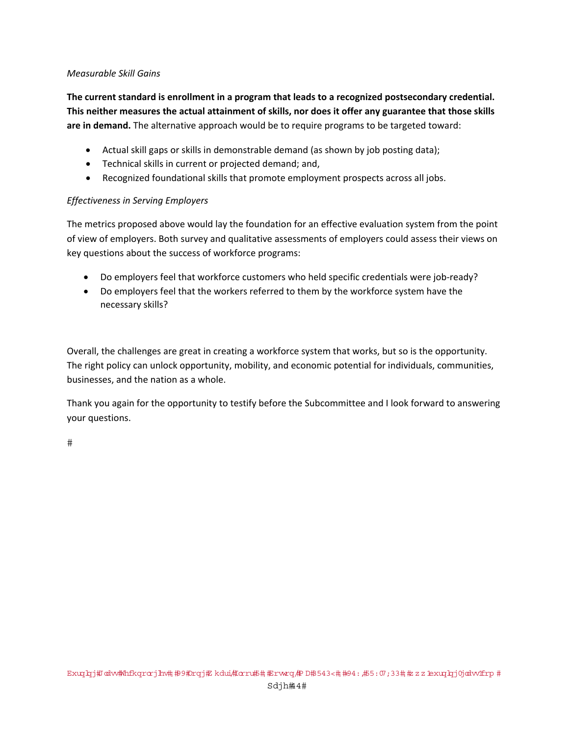*Measurable Skill Gains*

**The current standard is enrollment in a program that leads to a recognized postsecondary credential. This neither measures the actual attainment of skills, nor does it offer any guarantee that those skills are in demand.** The alternative approach would be to require programs to be targeted toward:

- Actual skill gaps or skills in demonstrable demand (as shown by job posting data);
- Technical skills in current or projected demand; and,
- Recognized foundational skills that promote employment prospects across all jobs.

*Effectiveness in Serving Employers*

The metrics proposed above would lay the foundation for an effective evaluation system from the point of view of employers. Both survey and qualitative assessments of employers could assess their views on key questions about the success of workforce programs:

- Do employers feel that workforce customers who held specific credentials were job-ready?
- Do employers feel that the workers referred to them by the workforce system have the necessary skills?

Overall, the challenges are great in creating a workforce system that works, but so is the opportunity. The right policy can unlock opportunity, mobility, and economic potential for individuals, communities, businesses, and the nation as a whole.

Thank you again for the opportunity to testify before the Subcommittee and I look forward to answering your questions.

#